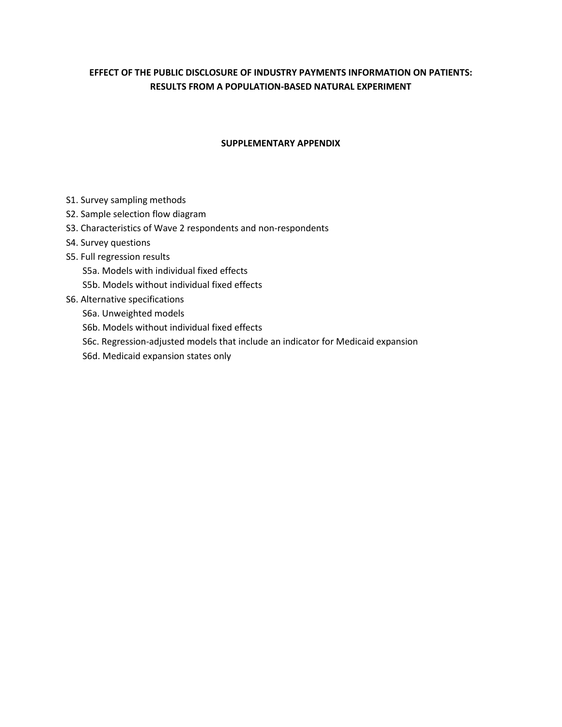# EFFECT OF THE PUBLIC DISCLOSURE OF INDUSTRY PAYMENTS INFORMATION ON PATIENTS: RESULTS FROM A POPULATION-BASED NATURAL EXPERIMENT

## SUPPLEMENTARY APPENDIX

- S1. Survey sampling methods
- S2. Sample selection flow diagram
- S3. Characteristics of Wave 2 respondents and non-respondents
- S4. Survey questions
- S5. Full regression results
  - S5a. Models with individual fixed effects
  - S5b. Models without individual fixed effects
- S6. Alternative specifications
  - S6a. Unweighted models
  - S6b. Models without individual fixed effects
  - S6c. Regression-adjusted models that include an indicator for Medicaid expansion
  - S6d. Medicaid expansion states only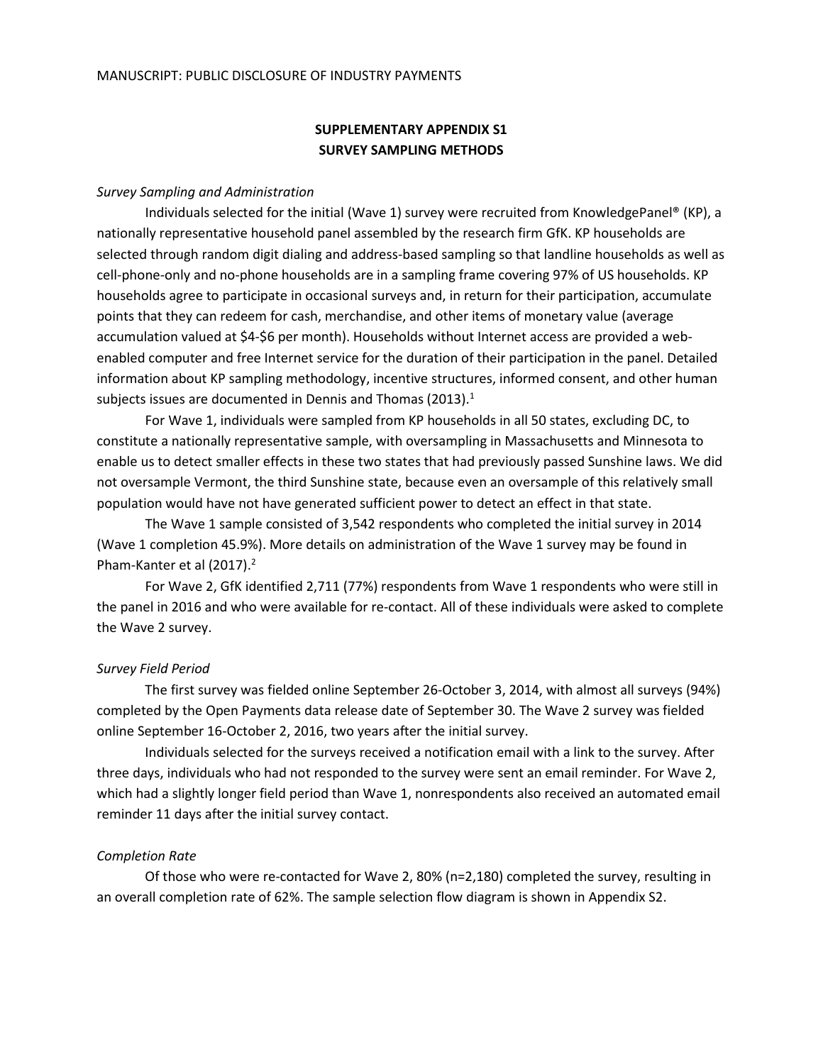## SUPPLEMENTARY APPENDIX S1
## SURVEY SAMPLING METHODS

*Survey Sampling and Administration*

Individuals selected for the initial (Wave 1) survey were recruited from KnowledgePanel® (KP), a nationally representative household panel assembled by the research firm GfK. KP households are selected through random digit dialing and address-based sampling so that landline households as well as cell-phone-only and no-phone households are in a sampling frame covering 97% of US households. KP households agree to participate in occasional surveys and, in return for their participation, accumulate points that they can redeem for cash, merchandise, and other items of monetary value (average accumulation valued at $4-$6 per month). Households without Internet access are provided a web-enabled computer and free Internet service for the duration of their participation in the panel. Detailed information about KP sampling methodology, incentive structures, informed consent, and other human subjects issues are documented in Dennis and Thomas (2013).[1]

For Wave 1, individuals were sampled from KP households in all 50 states, excluding DC, to constitute a nationally representative sample, with oversampling in Massachusetts and Minnesota to enable us to detect smaller effects in these two states that had previously passed Sunshine laws. We did not oversample Vermont, the third Sunshine state, because even an oversample of this relatively small population would have not have generated sufficient power to detect an effect in that state.

The Wave 1 sample consisted of 3,542 respondents who completed the initial survey in 2014 (Wave 1 completion 45.9%). More details on administration of the Wave 1 survey may be found in Pham-Kanter et al (2017).[2]

For Wave 2, GfK identified 2,711 (77%) respondents from Wave 1 respondents who were still in the panel in 2016 and who were available for re-contact. All of these individuals were asked to complete the Wave 2 survey.

*Survey Field Period*

The first survey was fielded online September 26-October 3, 2014, with almost all surveys (94%) completed by the Open Payments data release date of September 30. The Wave 2 survey was fielded online September 16-October 2, 2016, two years after the initial survey.

Individuals selected for the surveys received a notification email with a link to the survey. After three days, individuals who had not responded to the survey were sent an email reminder. For Wave 2, which had a slightly longer field period than Wave 1, nonrespondents also received an automated email reminder 11 days after the initial survey contact.

*Completion Rate*

Of those who were re-contacted for Wave 2, 80% (n=2,180) completed the survey, resulting in an overall completion rate of 62%. The sample selection flow diagram is shown in Appendix S2.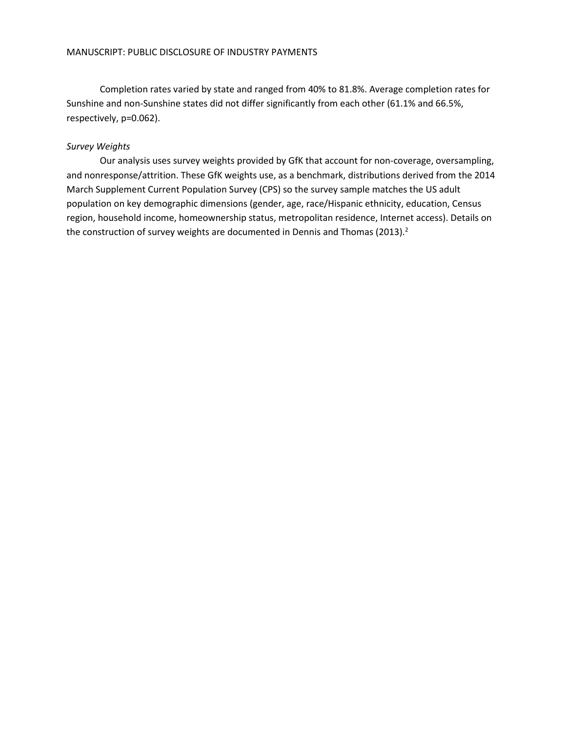Completion rates varied by state and ranged from 40% to 81.8%. Average completion rates for Sunshine and non-Sunshine states did not differ significantly from each other (61.1% and 66.5%, respectively, p=0.062).

*Survey Weights*

Our analysis uses survey weights provided by GfK that account for non-coverage, oversampling, and nonresponse/attrition. These GfK weights use, as a benchmark, distributions derived from the 2014 March Supplement Current Population Survey (CPS) so the survey sample matches the US adult population on key demographic dimensions (gender, age, race/Hispanic ethnicity, education, Census region, household income, homeownership status, metropolitan residence, Internet access). Details on the construction of survey weights are documented in Dennis and Thomas (2013).[2]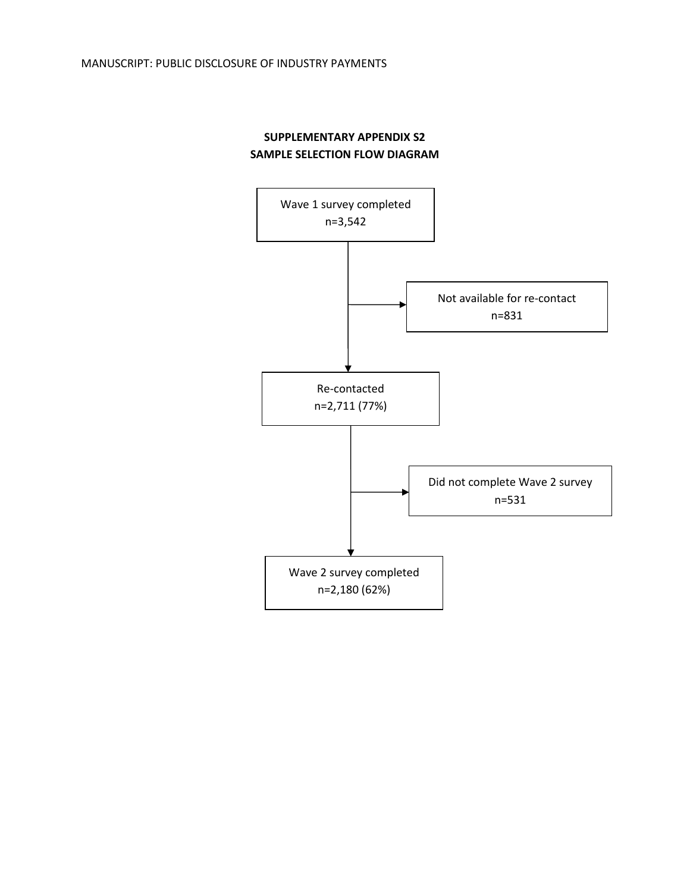## SUPPLEMENTARY APPENDIX S2
## SAMPLE SELECTION FLOW DIAGRAM

Wave 1 survey completed
n=3,542

Not available for re-contact
n=831

Re-contacted
n=2,711 (77%)

Did not complete Wave 2 survey
n=531

Wave 2 survey completed
n=2,180 (62%)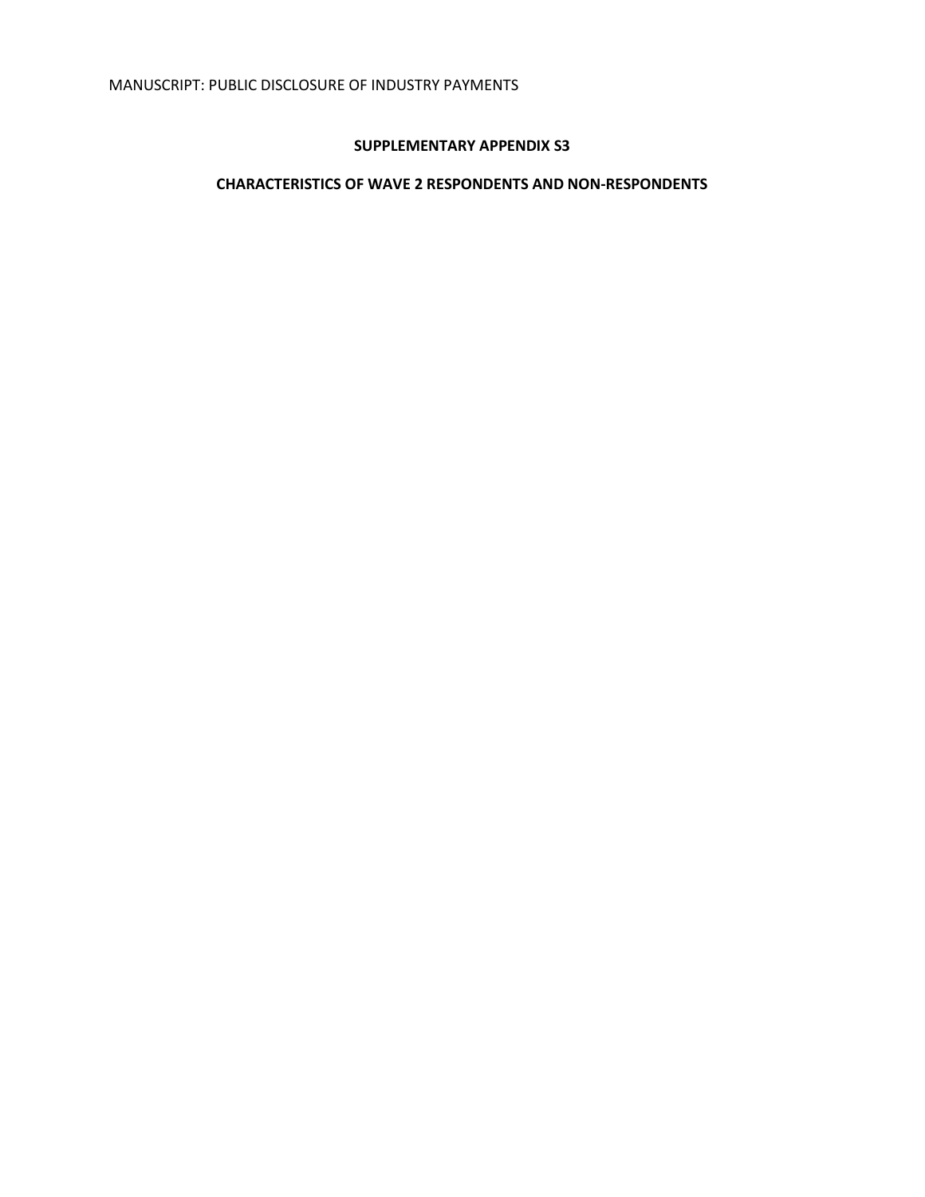**SUPPLEMENTARY APPENDIX S3**

**CHARACTERISTICS OF WAVE 2 RESPONDENTS AND NON-RESPONDENTS**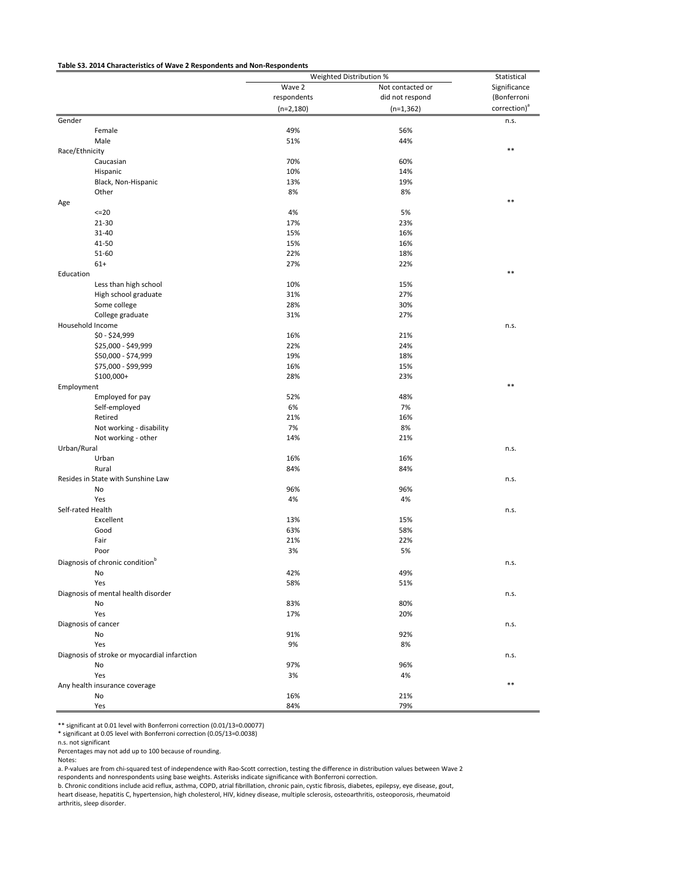**Table S3. 2014 Characteristics of Wave 2 Respondents and Non-Respondents**

| | Weighted Distribution % | | Statistical Significance (Bonferroni correction)[a] |
|---|---|---|---|
| | Wave 2 respondents (n=2,180) | Not contacted or did not respond (n=1,362) | |
| Gender | | | n.s. |
| Female | 49% | 56% | |
| Male | 51% | 44% | |
| Race/Ethnicity | | | ** |
| Caucasian | 70% | 60% | |
| Hispanic | 10% | 14% | |
| Black, Non-Hispanic | 13% | 19% | |
| Other | 8% | 8% | |
| Age | | | ** |
| <=20 | 4% | 5% | |
| 21-30 | 17% | 23% | |
| 31-40 | 15% | 16% | |
| 41-50 | 15% | 16% | |
| 51-60 | 22% | 18% | |
| 61+ | 27% | 22% | |
| Education | | | ** |
| Less than high school | 10% | 15% | |
| High school graduate | 31% | 27% | |
| Some college | 28% | 30% | |
| College graduate | 31% | 27% | |
| Household Income | | | n.s. |
| $0 - $24,999 | 16% | 21% | |
| $25,000 - $49,999 | 22% | 24% | |
| $50,000 - $74,999 | 19% | 18% | |
| $75,000 - $99,999 | 16% | 15% | |
| $100,000+ | 28% | 23% | |
| Employment | | | ** |
| Employed for pay | 52% | 48% | |
| Self-employed | 6% | 7% | |
| Retired | 21% | 16% | |
| Not working - disability | 7% | 8% | |
| Not working - other | 14% | 21% | |
| Urban/Rural | | | n.s. |
| Urban | 16% | 16% | |
| Rural | 84% | 84% | |
| Resides in State with Sunshine Law | | | n.s. |
| No | 96% | 96% | |
| Yes | 4% | 4% | |
| Self-rated Health | | | n.s. |
| Excellent | 13% | 15% | |
| Good | 63% | 58% | |
| Fair | 21% | 22% | |
| Poor | 3% | 5% | |
| Diagnosis of chronic condition[b] | | | n.s. |
| No | 42% | 49% | |
| Yes | 58% | 51% | |
| Diagnosis of mental health disorder | | | n.s. |
| No | 83% | 80% | |
| Yes | 17% | 20% | |
| Diagnosis of cancer | | | n.s. |
| No | 91% | 92% | |
| Yes | 9% | 8% | |
| Diagnosis of stroke or myocardial infarction | | | n.s. |
| No | 97% | 96% | |
| Yes | 3% | 4% | |
| Any health insurance coverage | | | ** |
| No | 16% | 21% | |
| Yes | 84% | 79% | |

** significant at 0.01 level with Bonferroni correction (0.01/13=0.00077)
* significant at 0.05 level with Bonferroni correction (0.05/13=0.0038)
n.s. not significant
Percentages may not add up to 100 because of rounding.
Notes:
a. P-values are from chi-squared test of independence with Rao-Scott correction, testing the difference in distribution values between Wave 2 respondents and nonrespondents using base weights. Asterisks indicate significance with Bonferroni correction.
b. Chronic conditions include acid reflux, asthma, COPD, atrial fibrillation, chronic pain, cystic fibrosis, diabetes, epilepsy, eye disease, gout, heart disease, hepatitis C, hypertension, high cholesterol, HIV, kidney disease, multiple sclerosis, osteoarthritis, osteoporosis, rheumatoid arthritis, sleep disorder.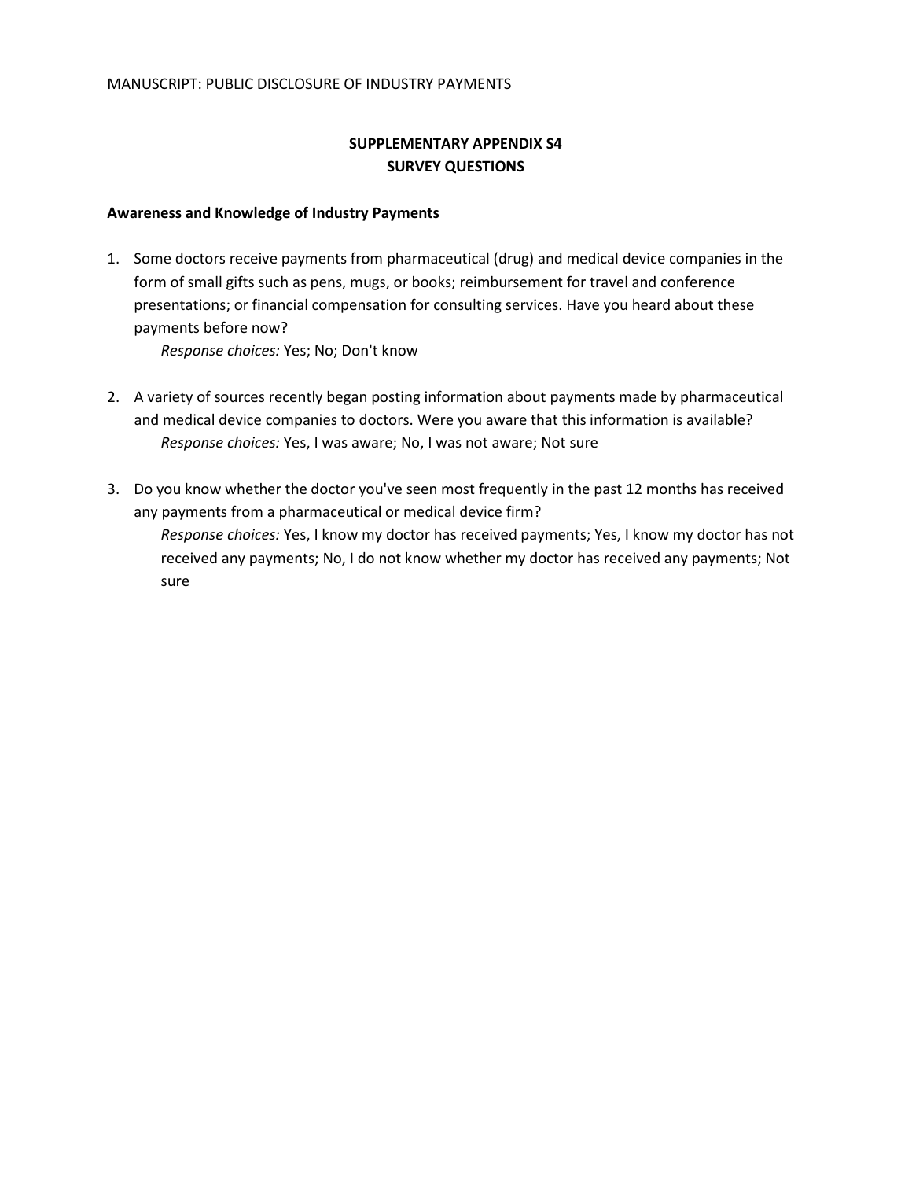## SUPPLEMENTARY APPENDIX S4
## SURVEY QUESTIONS

### Awareness and Knowledge of Industry Payments

1. Some doctors receive payments from pharmaceutical (drug) and medical device companies in the form of small gifts such as pens, mugs, or books; reimbursement for travel and conference presentations; or financial compensation for consulting services. Have you heard about these payments before now?
   *Response choices:* Yes; No; Don't know

2. A variety of sources recently began posting information about payments made by pharmaceutical and medical device companies to doctors. Were you aware that this information is available?
   *Response choices:* Yes, I was aware; No, I was not aware; Not sure

3. Do you know whether the doctor you've seen most frequently in the past 12 months has received any payments from a pharmaceutical or medical device firm?
   *Response choices:* Yes, I know my doctor has received payments; Yes, I know my doctor has not received any payments; No, I do not know whether my doctor has received any payments; Not sure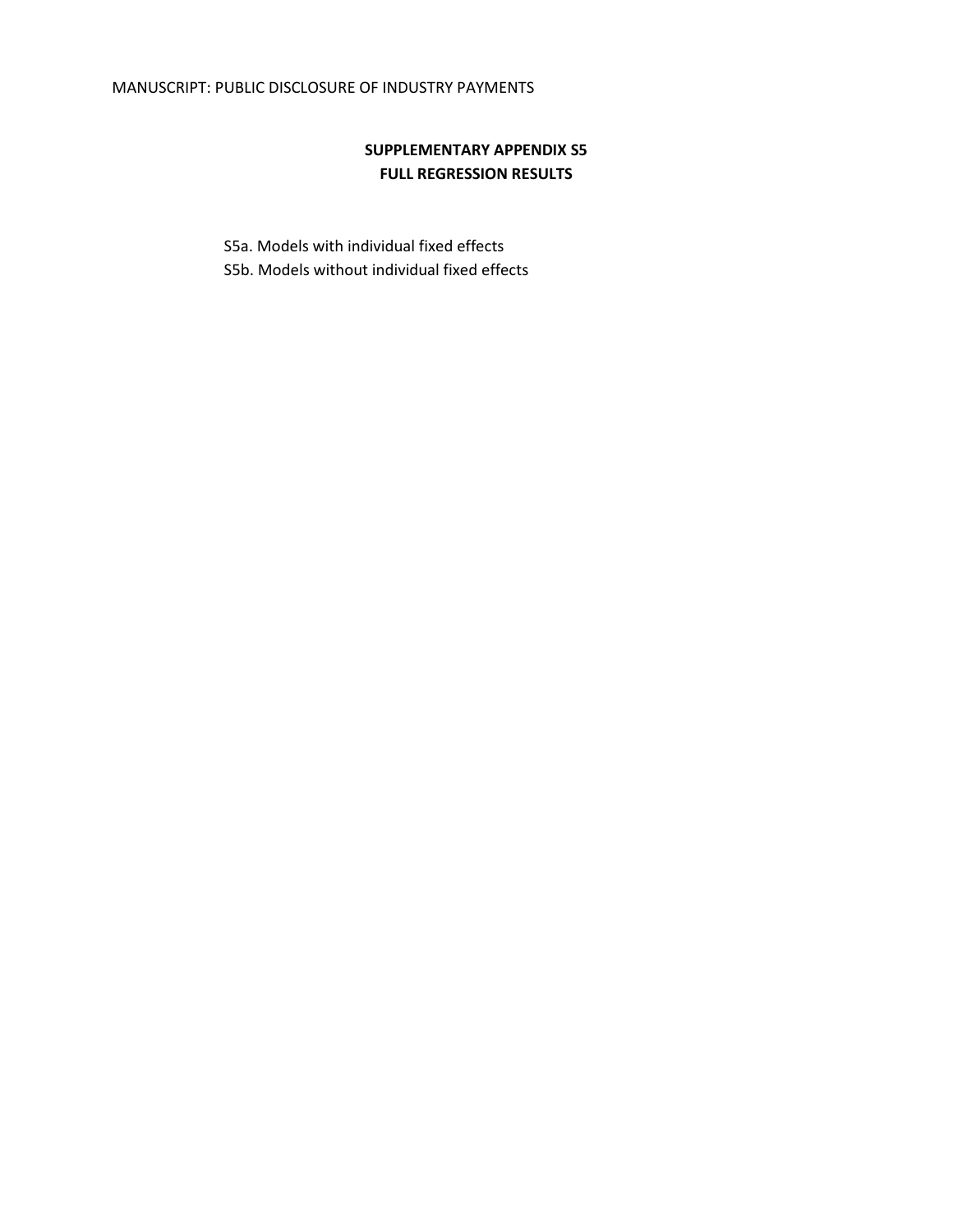## SUPPLEMENTARY APPENDIX S5
## FULL REGRESSION RESULTS

S5a. Models with individual fixed effects
S5b. Models without individual fixed effects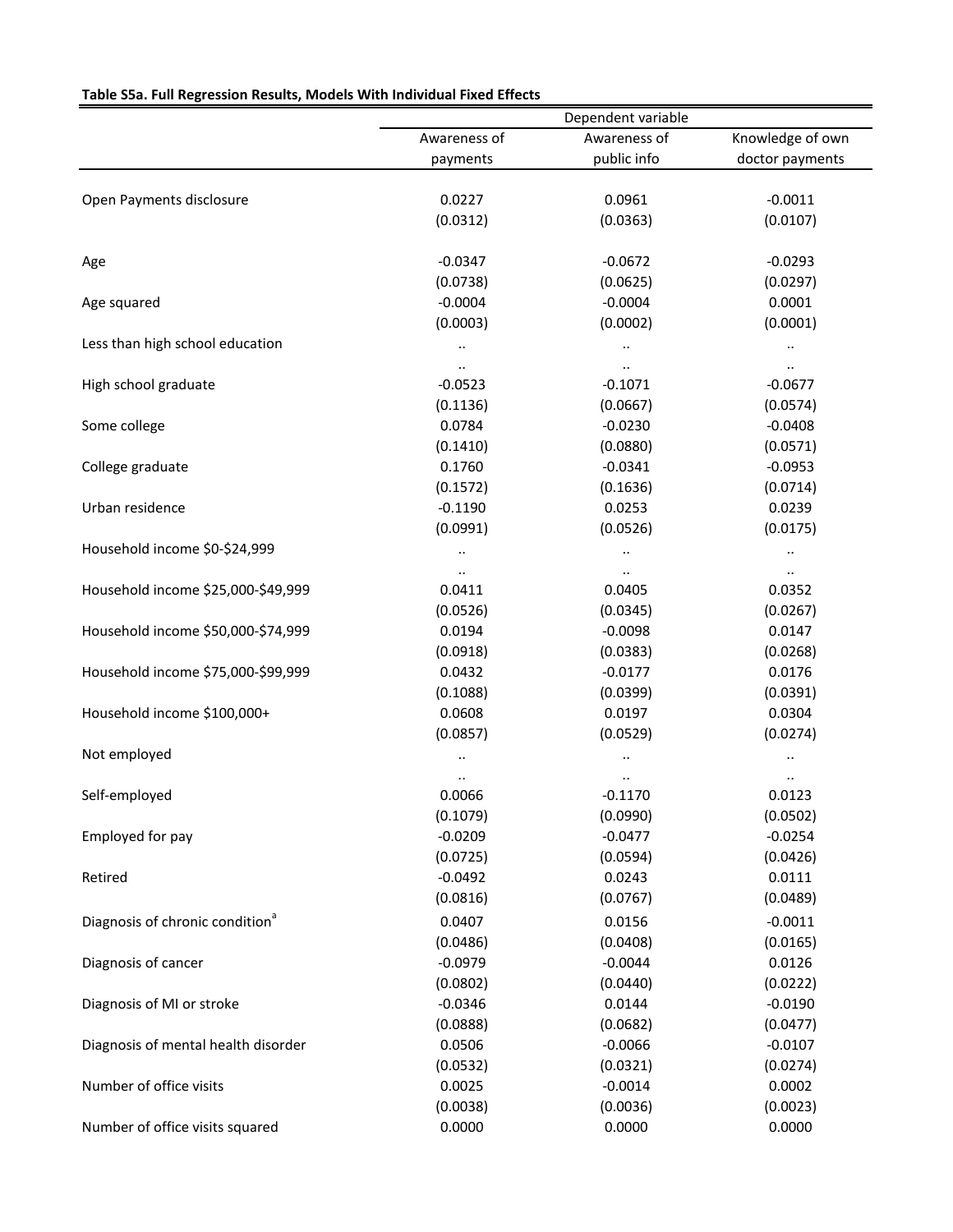**Table S5a. Full Regression Results, Models With Individual Fixed Effects**

| | Dependent variable | | |
|---|---|---|---|
| | Awareness of payments | Awareness of public info | Knowledge of own doctor payments |
| Open Payments disclosure | 0.0227 | 0.0961 | -0.0011 |
| | (0.0312) | (0.0363) | (0.0107) |
| Age | -0.0347 | -0.0672 | -0.0293 |
| | (0.0738) | (0.0625) | (0.0297) |
| Age squared | -0.0004 | -0.0004 | 0.0001 |
| | (0.0003) | (0.0002) | (0.0001) |
| Less than high school education | .. | .. | .. |
| | .. | .. | .. |
| High school graduate | -0.0523 | -0.1071 | -0.0677 |
| | (0.1136) | (0.0667) | (0.0574) |
| Some college | 0.0784 | -0.0230 | -0.0408 |
| | (0.1410) | (0.0880) | (0.0571) |
| College graduate | 0.1760 | -0.0341 | -0.0953 |
| | (0.1572) | (0.1636) | (0.0714) |
| Urban residence | -0.1190 | 0.0253 | 0.0239 |
| | (0.0991) | (0.0526) | (0.0175) |
| Household income $0-$24,999 | .. | .. | .. |
| | .. | .. | .. |
| Household income $25,000-$49,999 | 0.0411 | 0.0405 | 0.0352 |
| | (0.0526) | (0.0345) | (0.0267) |
| Household income $50,000-$74,999 | 0.0194 | -0.0098 | 0.0147 |
| | (0.0918) | (0.0383) | (0.0268) |
| Household income $75,000-$99,999 | 0.0432 | -0.0177 | 0.0176 |
| | (0.1088) | (0.0399) | (0.0391) |
| Household income $100,000+ | 0.0608 | 0.0197 | 0.0304 |
| | (0.0857) | (0.0529) | (0.0274) |
| Not employed | .. | .. | .. |
| | .. | .. | .. |
| Self-employed | 0.0066 | -0.1170 | 0.0123 |
| | (0.1079) | (0.0990) | (0.0502) |
| Employed for pay | -0.0209 | -0.0477 | -0.0254 |
| | (0.0725) | (0.0594) | (0.0426) |
| Retired | -0.0492 | 0.0243 | 0.0111 |
| | (0.0816) | (0.0767) | (0.0489) |
| Diagnosis of chronic condition[a] | 0.0407 | 0.0156 | -0.0011 |
| | (0.0486) | (0.0408) | (0.0165) |
| Diagnosis of cancer | -0.0979 | -0.0044 | 0.0126 |
| | (0.0802) | (0.0440) | (0.0222) |
| Diagnosis of MI or stroke | -0.0346 | 0.0144 | -0.0190 |
| | (0.0888) | (0.0682) | (0.0477) |
| Diagnosis of mental health disorder | 0.0506 | -0.0066 | -0.0107 |
| | (0.0532) | (0.0321) | (0.0274) |
| Number of office visits | 0.0025 | -0.0014 | 0.0002 |
| | (0.0038) | (0.0036) | (0.0023) |
| Number of office visits squared | 0.0000 | 0.0000 | 0.0000 |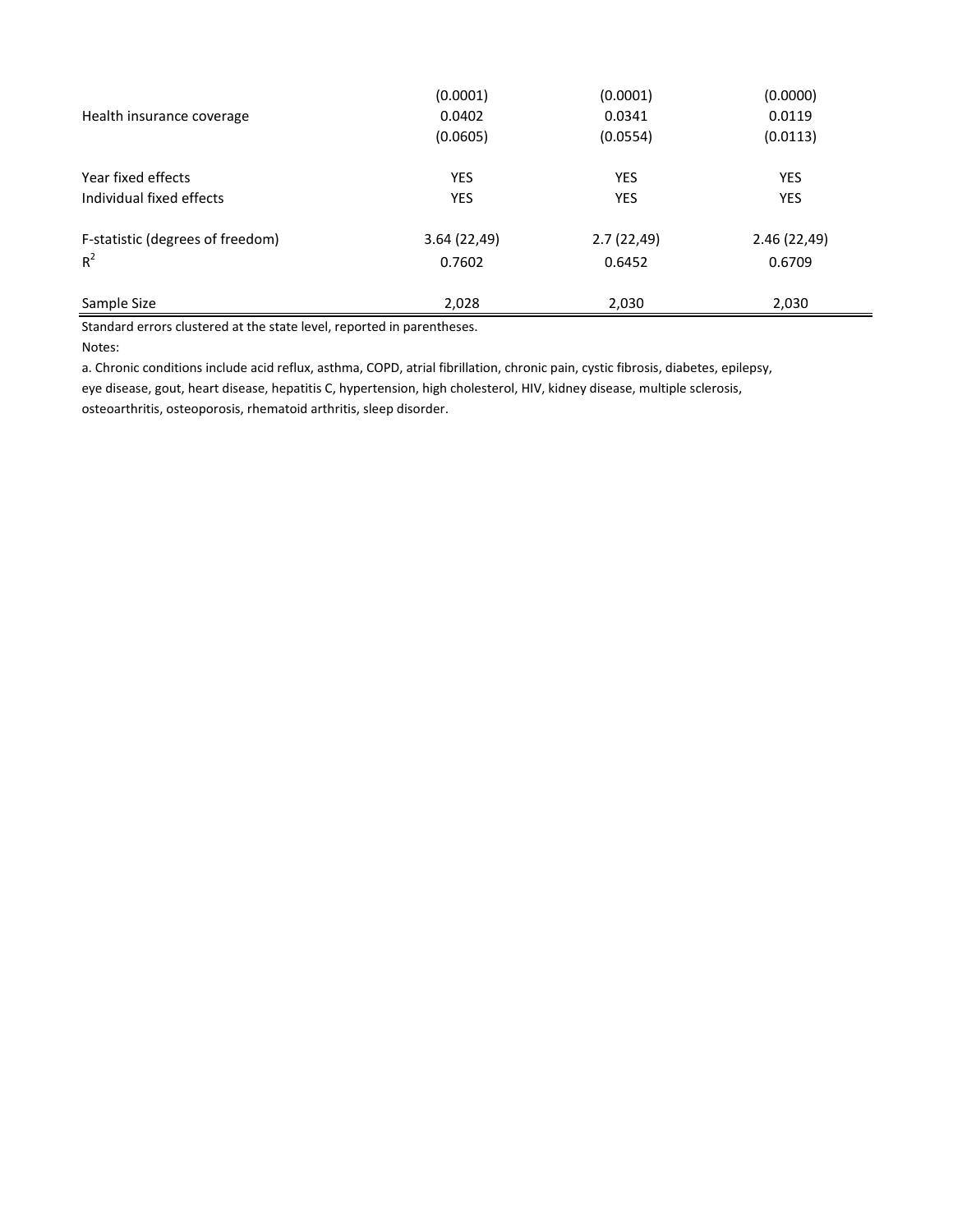| | | | |
|---|---|---|---|
| | (0.0001) | (0.0001) | (0.0000) |
| Health insurance coverage | 0.0402 | 0.0341 | 0.0119 |
| | (0.0605) | (0.0554) | (0.0113) |
| | | | |
| Year fixed effects | YES | YES | YES |
| Individual fixed effects | YES | YES | YES |
| | | | |
| F-statistic (degrees of freedom) | 3.64 (22,49) | 2.7 (22,49) | 2.46 (22,49) |
| $R^2$ | 0.7602 | 0.6452 | 0.6709 |
| | | | |
| Sample Size | 2,028 | 2,030 | 2,030 |

Standard errors clustered at the state level, reported in parentheses.

Notes:

a. Chronic conditions include acid reflux, asthma, COPD, atrial fibrillation, chronic pain, cystic fibrosis, diabetes, epilepsy, eye disease, gout, heart disease, hepatitis C, hypertension, high cholesterol, HIV, kidney disease, multiple sclerosis, osteoarthritis, osteoporosis, rhematoid arthritis, sleep disorder.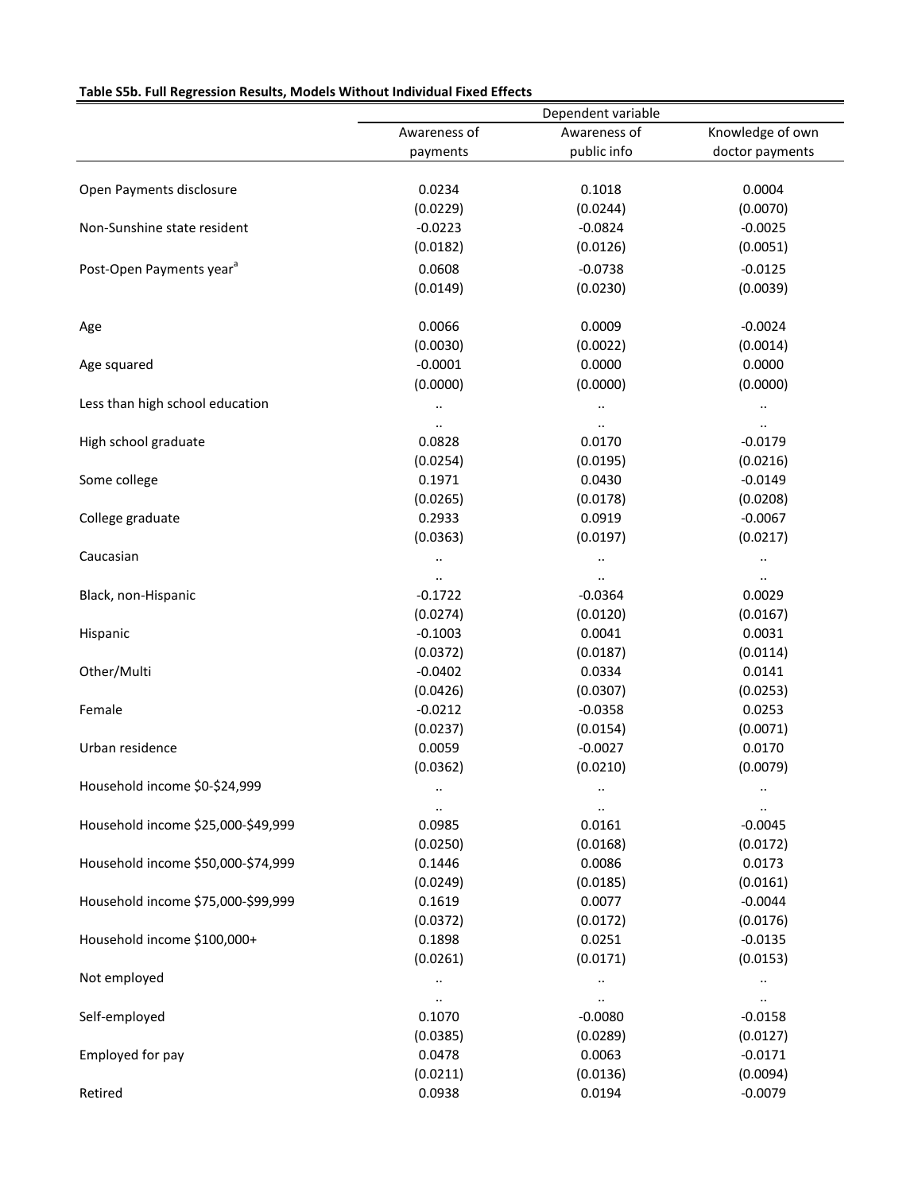**Table S5b. Full Regression Results, Models Without Individual Fixed Effects**

| | Dependent variable | | |
|---|---|---|---|
| | Awareness of payments | Awareness of public info | Knowledge of own doctor payments |
| Open Payments disclosure | 0.0234 | 0.1018 | 0.0004 |
| | (0.0229) | (0.0244) | (0.0070) |
| Non-Sunshine state resident | -0.0223 | -0.0824 | -0.0025 |
| | (0.0182) | (0.0126) | (0.0051) |
| Post-Open Payments year[a] | 0.0608 | -0.0738 | -0.0125 |
| | (0.0149) | (0.0230) | (0.0039) |
| Age | 0.0066 | 0.0009 | -0.0024 |
| | (0.0030) | (0.0022) | (0.0014) |
| Age squared | -0.0001 | 0.0000 | 0.0000 |
| | (0.0000) | (0.0000) | (0.0000) |
| Less than high school education | .. | .. | .. |
| | .. | .. | .. |
| High school graduate | 0.0828 | 0.0170 | -0.0179 |
| | (0.0254) | (0.0195) | (0.0216) |
| Some college | 0.1971 | 0.0430 | -0.0149 |
| | (0.0265) | (0.0178) | (0.0208) |
| College graduate | 0.2933 | 0.0919 | -0.0067 |
| | (0.0363) | (0.0197) | (0.0217) |
| Caucasian | .. | .. | .. |
| | .. | .. | .. |
| Black, non-Hispanic | -0.1722 | -0.0364 | 0.0029 |
| | (0.0274) | (0.0120) | (0.0167) |
| Hispanic | -0.1003 | 0.0041 | 0.0031 |
| | (0.0372) | (0.0187) | (0.0114) |
| Other/Multi | -0.0402 | 0.0334 | 0.0141 |
| | (0.0426) | (0.0307) | (0.0253) |
| Female | -0.0212 | -0.0358 | 0.0253 |
| | (0.0237) | (0.0154) | (0.0071) |
| Urban residence | 0.0059 | -0.0027 | 0.0170 |
| | (0.0362) | (0.0210) | (0.0079) |
| Household income $0-$24,999 | .. | .. | .. |
| | .. | .. | .. |
| Household income $25,000-$49,999 | 0.0985 | 0.0161 | -0.0045 |
| | (0.0250) | (0.0168) | (0.0172) |
| Household income $50,000-$74,999 | 0.1446 | 0.0086 | 0.0173 |
| | (0.0249) | (0.0185) | (0.0161) |
| Household income $75,000-$99,999 | 0.1619 | 0.0077 | -0.0044 |
| | (0.0372) | (0.0172) | (0.0176) |
| Household income $100,000+ | 0.1898 | 0.0251 | -0.0135 |
| | (0.0261) | (0.0171) | (0.0153) |
| Not employed | .. | .. | .. |
| | .. | .. | .. |
| Self-employed | 0.1070 | -0.0080 | -0.0158 |
| | (0.0385) | (0.0289) | (0.0127) |
| Employed for pay | 0.0478 | 0.0063 | -0.0171 |
| | (0.0211) | (0.0136) | (0.0094) |
| Retired | 0.0938 | 0.0194 | -0.0079 |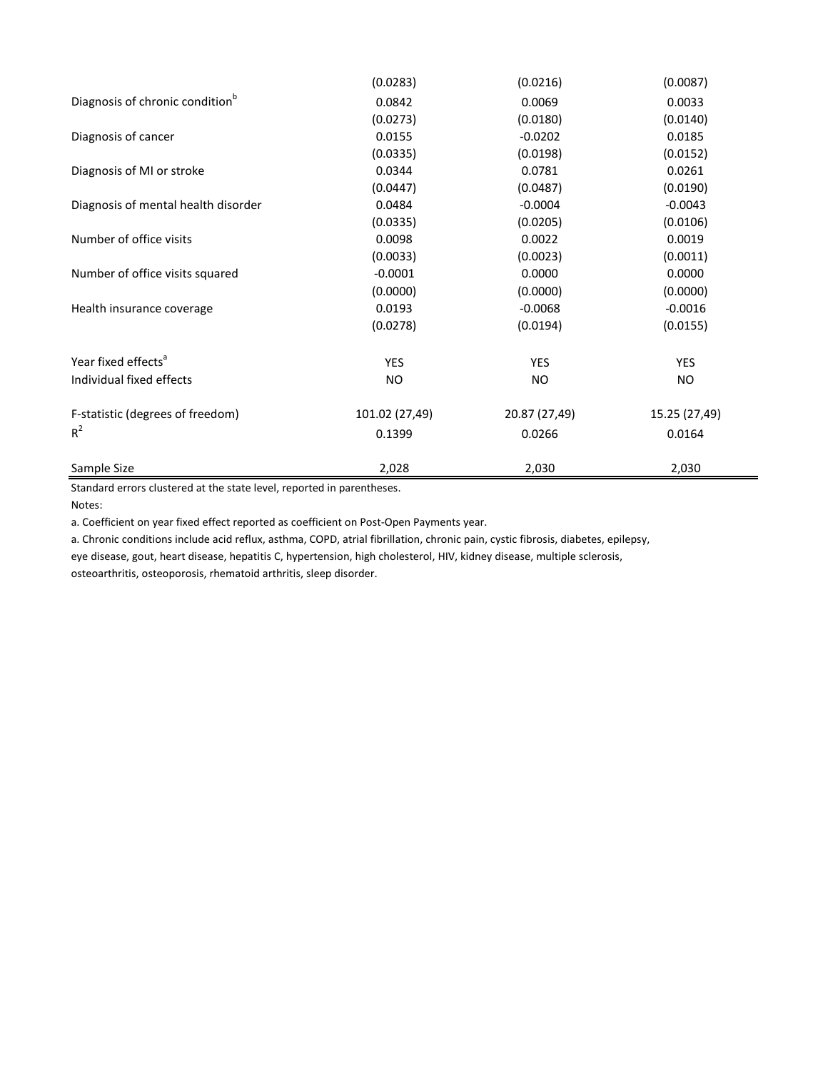| | | | |
|---|---|---|---|
| | (0.0283) | (0.0216) | (0.0087) |
| Diagnosis of chronic condition[b] | 0.0842 | 0.0069 | 0.0033 |
| | (0.0273) | (0.0180) | (0.0140) |
| Diagnosis of cancer | 0.0155 | -0.0202 | 0.0185 |
| | (0.0335) | (0.0198) | (0.0152) |
| Diagnosis of MI or stroke | 0.0344 | 0.0781 | 0.0261 |
| | (0.0447) | (0.0487) | (0.0190) |
| Diagnosis of mental health disorder | 0.0484 | -0.0004 | -0.0043 |
| | (0.0335) | (0.0205) | (0.0106) |
| Number of office visits | 0.0098 | 0.0022 | 0.0019 |
| | (0.0033) | (0.0023) | (0.0011) |
| Number of office visits squared | -0.0001 | 0.0000 | 0.0000 |
| | (0.0000) | (0.0000) | (0.0000) |
| Health insurance coverage | 0.0193 | -0.0068 | -0.0016 |
| | (0.0278) | (0.0194) | (0.0155) |
| Year fixed effects[a] | YES | YES | YES |
| Individual fixed effects | NO | NO | NO |
| F-statistic (degrees of freedom) | 101.02 (27,49) | 20.87 (27,49) | 15.25 (27,49) |
| $R^2$ | 0.1399 | 0.0266 | 0.0164 |
| Sample Size | 2,028 | 2,030 | 2,030 |

Standard errors clustered at the state level, reported in parentheses.

Notes:

a. Coefficient on year fixed effect reported as coefficient on Post-Open Payments year.

a. Chronic conditions include acid reflux, asthma, COPD, atrial fibrillation, chronic pain, cystic fibrosis, diabetes, epilepsy, eye disease, gout, heart disease, hepatitis C, hypertension, high cholesterol, HIV, kidney disease, multiple sclerosis, osteoarthritis, osteoporosis, rhematoid arthritis, sleep disorder.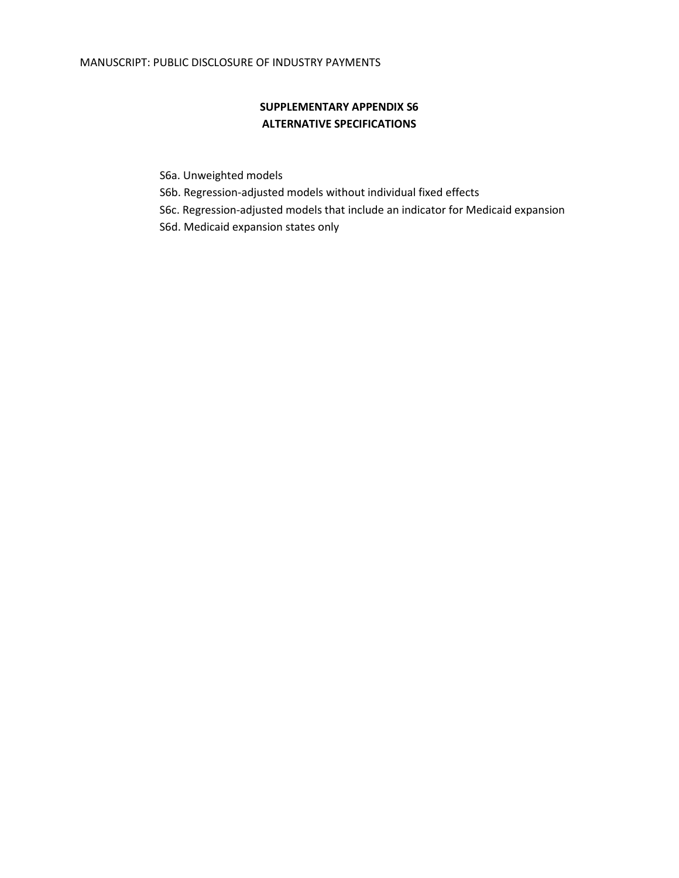## SUPPLEMENTARY APPENDIX S6
## ALTERNATIVE SPECIFICATIONS

S6a. Unweighted models  
S6b. Regression-adjusted models without individual fixed effects  
S6c. Regression-adjusted models that include an indicator for Medicaid expansion  
S6d. Medicaid expansion states only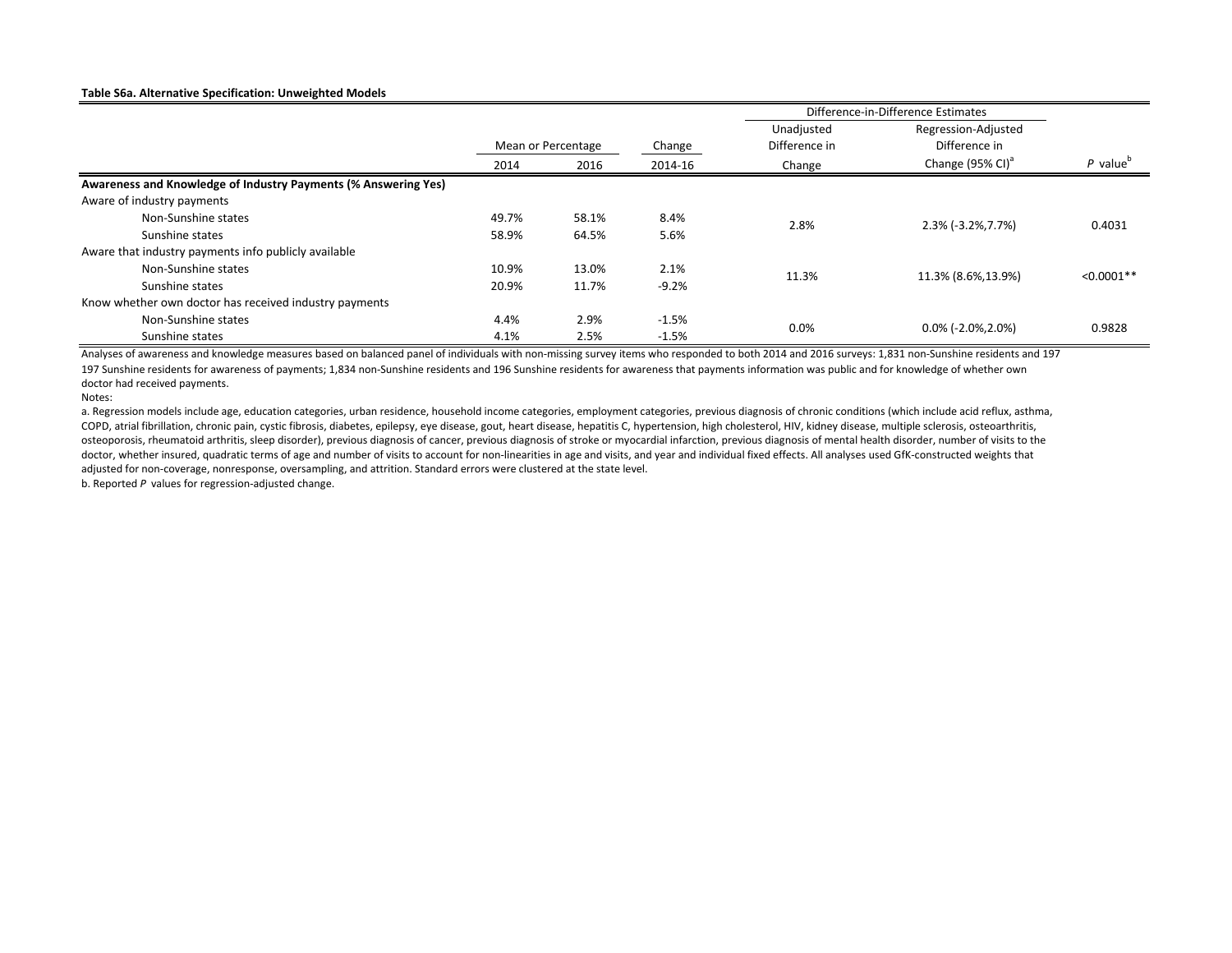**Table S6a. Alternative Specification: Unweighted Models**

| | Mean or Percentage | | Change | Difference-in-Difference Estimates | | |
|---|---|---|---|---|---|---|
| | | | | Unadjusted Difference in | Regression-Adjusted Difference in | |
| | 2014 | 2016 | 2014-16 | Change | Change (95% CI)[a] | *P* value[b] |
| **Awareness and Knowledge of Industry Payments (% Answering Yes)** | | | | | | |
| Aware of industry payments | | | | | | |
| Non-Sunshine states | 49.7% | 58.1% | 8.4% | 2.8% | 2.3% (-3.2%,7.7%) | 0.4031 |
| Sunshine states | 58.9% | 64.5% | 5.6% | | | |
| Aware that industry payments info publicly available | | | | | | |
| Non-Sunshine states | 10.9% | 13.0% | 2.1% | 11.3% | 11.3% (8.6%,13.9%) | <0.0001** |
| Sunshine states | 20.9% | 11.7% | -9.2% | | | |
| Know whether own doctor has received industry payments | | | | | | |
| Non-Sunshine states | 4.4% | 2.9% | -1.5% | 0.0% | 0.0% (-2.0%,2.0%) | 0.9828 |
| Sunshine states | 4.1% | 2.5% | -1.5% | | | |

Analyses of awareness and knowledge measures based on balanced panel of individuals with non-missing survey items who responded to both 2014 and 2016 surveys: 1,831 non-Sunshine residents and 197 197 Sunshine residents for awareness of payments; 1,834 non-Sunshine residents and 196 Sunshine residents for awareness that payments information was public and for knowledge of whether own doctor had received payments.

Notes:

a. Regression models include age, education categories, urban residence, household income categories, employment categories, previous diagnosis of chronic conditions (which include acid reflux, asthma, COPD, atrial fibrillation, chronic pain, cystic fibrosis, diabetes, epilepsy, eye disease, gout, heart disease, hepatitis C, hypertension, high cholesterol, HIV, kidney disease, multiple sclerosis, osteoarthritis, osteoporosis, rheumatoid arthritis, sleep disorder), previous diagnosis of cancer, previous diagnosis of stroke or myocardial infarction, previous diagnosis of mental health disorder, number of visits to the doctor, whether insured, quadratic terms of age and number of visits to account for non-linearities in age and visits, and year and individual fixed effects. All analyses used GfK-constructed weights that adjusted for non-coverage, nonresponse, oversampling, and attrition. Standard errors were clustered at the state level.

b. Reported *P* values for regression-adjusted change.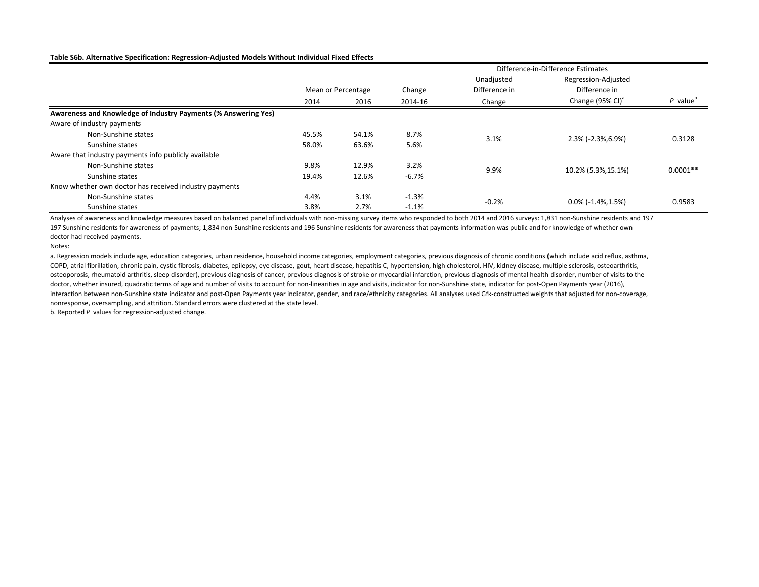**Table S6b. Alternative Specification: Regression-Adjusted Models Without Individual Fixed Effects**

| | Mean or Percentage | | Change | Difference-in-Difference Estimates | | |
|---|---|---|---|---|---|---|
| | 2014 | 2016 | 2014-16 | Unadjusted Difference in Change | Regression-Adjusted Difference in Change (95% CI)[a] | *P* value[b] |
| **Awareness and Knowledge of Industry Payments (% Answering Yes)** | | | | | | |
| Aware of industry payments | | | | | | |
| Non-Sunshine states | 45.5% | 54.1% | 8.7% | 3.1% | 2.3% (-2.3%,6.9%) | 0.3128 |
| Sunshine states | 58.0% | 63.6% | 5.6% | | | |
| Aware that industry payments info publicly available | | | | | | |
| Non-Sunshine states | 9.8% | 12.9% | 3.2% | 9.9% | 10.2% (5.3%,15.1%) | 0.0001** |
| Sunshine states | 19.4% | 12.6% | -6.7% | | | |
| Know whether own doctor has received industry payments | | | | | | |
| Non-Sunshine states | 4.4% | 3.1% | -1.3% | -0.2% | 0.0% (-1.4%,1.5%) | 0.9583 |
| Sunshine states | 3.8% | 2.7% | -1.1% | | | |

Analyses of awareness and knowledge measures based on balanced panel of individuals with non-missing survey items who responded to both 2014 and 2016 surveys: 1,831 non-Sunshine residents and 197 197 Sunshine residents for awareness of payments; 1,834 non-Sunshine residents and 196 Sunshine residents for awareness that payments information was public and for knowledge of whether own doctor had received payments.

Notes:

a. Regression models include age, education categories, urban residence, household income categories, employment categories, previous diagnosis of chronic conditions (which include acid reflux, asthma, COPD, atrial fibrillation, chronic pain, cystic fibrosis, diabetes, epilepsy, eye disease, gout, heart disease, hepatitis C, hypertension, high cholesterol, HIV, kidney disease, multiple sclerosis, osteoarthritis, osteoporosis, rheumatoid arthritis, sleep disorder), previous diagnosis of cancer, previous diagnosis of stroke or myocardial infarction, previous diagnosis of mental health disorder, number of visits to the doctor, whether insured, quadratic terms of age and number of visits to account for non-linearities in age and visits, indicator for non-Sunshine state, indicator for post-Open Payments year (2016), interaction between non-Sunshine state indicator and post-Open Payments year indicator, gender, and race/ethnicity categories. All analyses used Gfk-constructed weights that adjusted for non-coverage, nonresponse, oversampling, and attrition. Standard errors were clustered at the state level.

b. Reported *P* values for regression-adjusted change.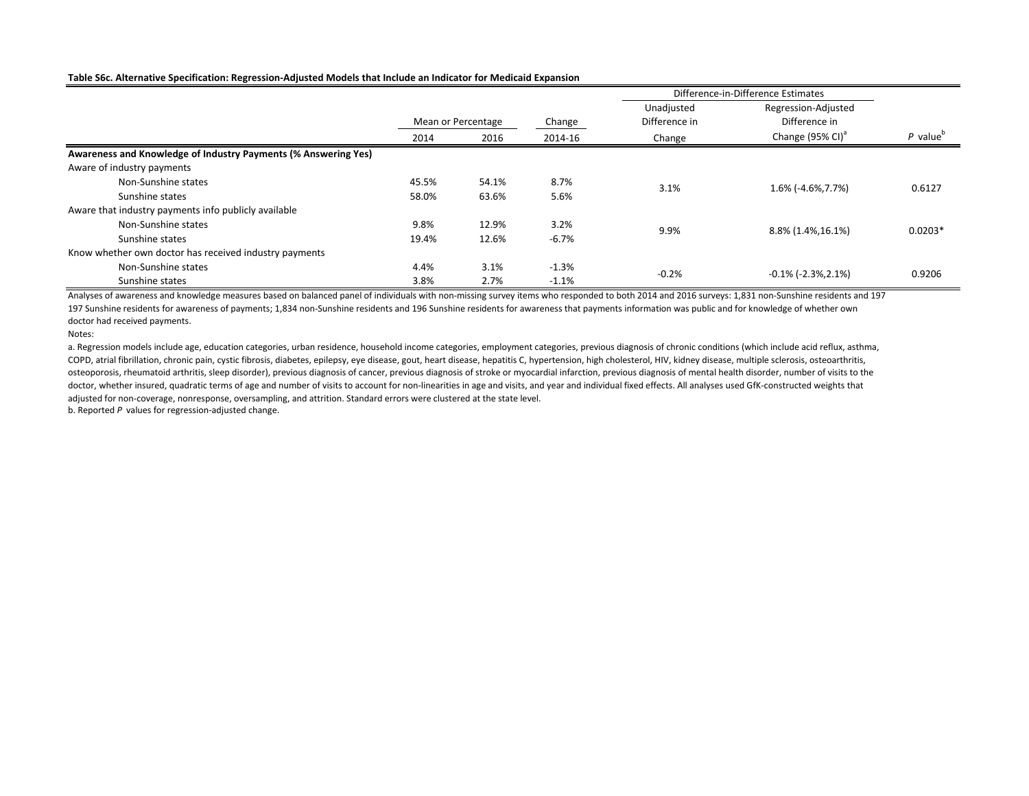**Table S6c. Alternative Specification: Regression-Adjusted Models that Include an Indicator for Medicaid Expansion**

| | Mean or Percentage | | Change | Difference-in-Difference Estimates | | |
|---|---|---|---|---|---|---|
| | 2014 | 2016 | 2014-16 | Unadjusted Difference in Change | Regression-Adjusted Difference in Change (95% CI)[a] | *P* value[b] |
| **Awareness and Knowledge of Industry Payments (% Answering Yes)** | | | | | | |
| Aware of industry payments | | | | | | |
| Non-Sunshine states | 45.5% | 54.1% | 8.7% | 3.1% | 1.6% (-4.6%,7.7%) | 0.6127 |
| Sunshine states | 58.0% | 63.6% | 5.6% | | | |
| Aware that industry payments info publicly available | | | | | | |
| Non-Sunshine states | 9.8% | 12.9% | 3.2% | 9.9% | 8.8% (1.4%,16.1%) | 0.0203* |
| Sunshine states | 19.4% | 12.6% | -6.7% | | | |
| Know whether own doctor has received industry payments | | | | | | |
| Non-Sunshine states | 4.4% | 3.1% | -1.3% | -0.2% | -0.1% (-2.3%,2.1%) | 0.9206 |
| Sunshine states | 3.8% | 2.7% | -1.1% | | | |

Analyses of awareness and knowledge measures based on balanced panel of individuals with non-missing survey items who responded to both 2014 and 2016 surveys: 1,831 non-Sunshine residents and 197 197 Sunshine residents for awareness of payments; 1,834 non-Sunshine residents and 196 Sunshine residents for awareness that payments information was public and for knowledge of whether own doctor had received payments.

Notes:

a. Regression models include age, education categories, urban residence, household income categories, employment categories, previous diagnosis of chronic conditions (which include acid reflux, asthma, COPD, atrial fibrillation, chronic pain, cystic fibrosis, diabetes, epilepsy, eye disease, gout, heart disease, hepatitis C, hypertension, high cholesterol, HIV, kidney disease, multiple sclerosis, osteoarthritis, osteoporosis, rheumatoid arthritis, sleep disorder), previous diagnosis of cancer, previous diagnosis of stroke or myocardial infarction, previous diagnosis of mental health disorder, number of visits to the doctor, whether insured, quadratic terms of age and number of visits to account for non-linearities in age and visits, and year and individual fixed effects. All analyses used GfK-constructed weights that adjusted for non-coverage, nonresponse, oversampling, and attrition. Standard errors were clustered at the state level.

b. Reported *P* values for regression-adjusted change.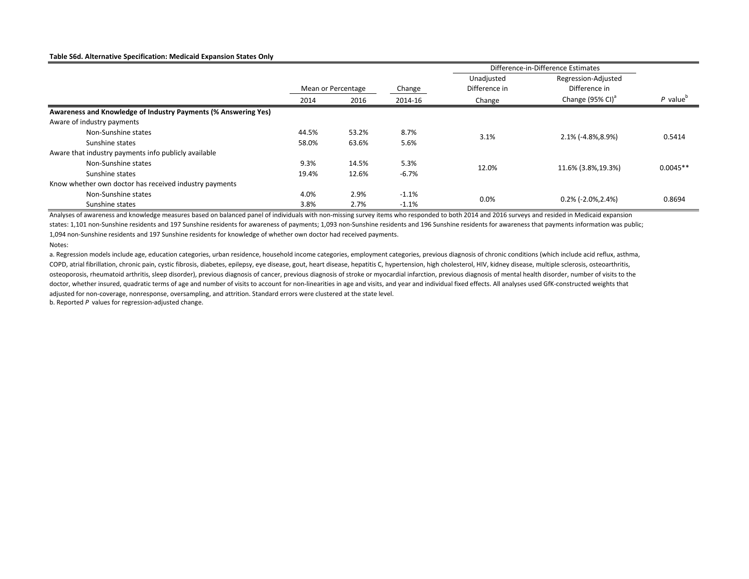**Table S6d. Alternative Specification: Medicaid Expansion States Only**

| | Mean or Percentage | | Change | Difference-in-Difference Estimates | | |
|---|---|---|---|---|---|---|
| | 2014 | 2016 | 2014-16 | Unadjusted Difference in Change | Regression-Adjusted Difference in Change (95% CI)[a] | *P* value[b] |
| **Awareness and Knowledge of Industry Payments (% Answering Yes)** | | | | | | |
| Aware of industry payments | | | | | | |
| Non-Sunshine states | 44.5% | 53.2% | 8.7% | 3.1% | 2.1% (-4.8%,8.9%) | 0.5414 |
| Sunshine states | 58.0% | 63.6% | 5.6% | | | |
| Aware that industry payments info publicly available | | | | | | |
| Non-Sunshine states | 9.3% | 14.5% | 5.3% | 12.0% | 11.6% (3.8%,19.3%) | 0.0045** |
| Sunshine states | 19.4% | 12.6% | -6.7% | | | |
| Know whether own doctor has received industry payments | | | | | | |
| Non-Sunshine states | 4.0% | 2.9% | -1.1% | 0.0% | 0.2% (-2.0%,2.4%) | 0.8694 |
| Sunshine states | 3.8% | 2.7% | -1.1% | | | |

Analyses of awareness and knowledge measures based on balanced panel of individuals with non-missing survey items who responded to both 2014 and 2016 surveys and resided in Medicaid expansion states: 1,101 non-Sunshine residents and 197 Sunshine residents for awareness of payments; 1,093 non-Sunshine residents and 196 Sunshine residents for awareness that payments information was public; 1,094 non-Sunshine residents and 197 Sunshine residents for knowledge of whether own doctor had received payments.

Notes:

a. Regression models include age, education categories, urban residence, household income categories, employment categories, previous diagnosis of chronic conditions (which include acid reflux, asthma, COPD, atrial fibrillation, chronic pain, cystic fibrosis, diabetes, epilepsy, eye disease, gout, heart disease, hepatitis C, hypertension, high cholesterol, HIV, kidney disease, multiple sclerosis, osteoarthritis, osteoporosis, rheumatoid arthritis, sleep disorder), previous diagnosis of cancer, previous diagnosis of stroke or myocardial infarction, previous diagnosis of mental health disorder, number of visits to the doctor, whether insured, quadratic terms of age and number of visits to account for non-linearities in age and visits, and year and individual fixed effects. All analyses used GfK-constructed weights that adjusted for non-coverage, nonresponse, oversampling, and attrition. Standard errors were clustered at the state level.

b. Reported *P* values for regression-adjusted change.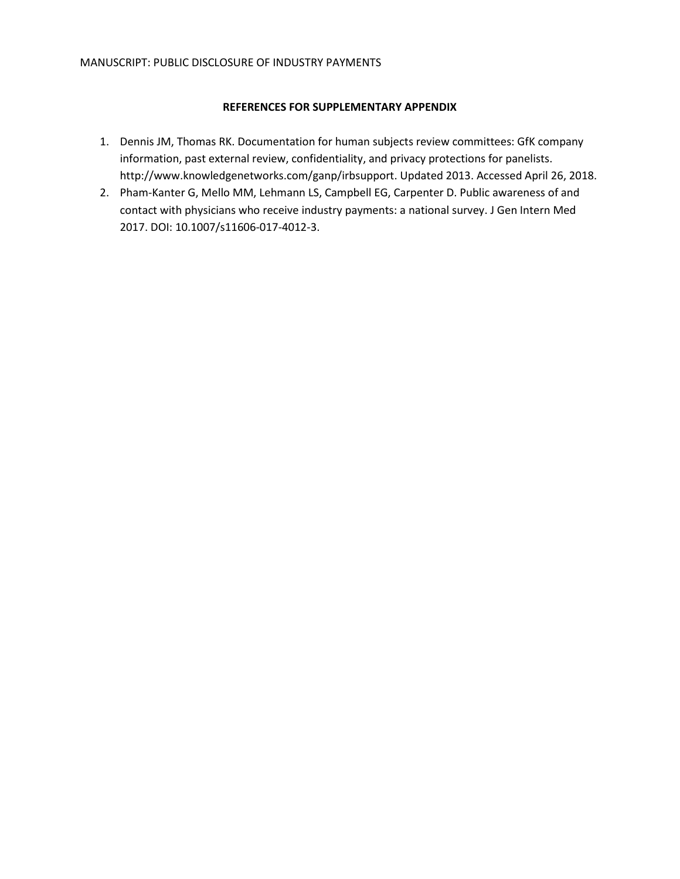**REFERENCES FOR SUPPLEMENTARY APPENDIX**

1. Dennis JM, Thomas RK. Documentation for human subjects review committees: GfK company information, past external review, confidentiality, and privacy protections for panelists. http://www.knowledgenetworks.com/ganp/irbsupport. Updated 2013. Accessed April 26, 2018.
2. Pham-Kanter G, Mello MM, Lehmann LS, Campbell EG, Carpenter D. Public awareness of and contact with physicians who receive industry payments: a national survey. J Gen Intern Med 2017. DOI: 10.1007/s11606-017-4012-3.